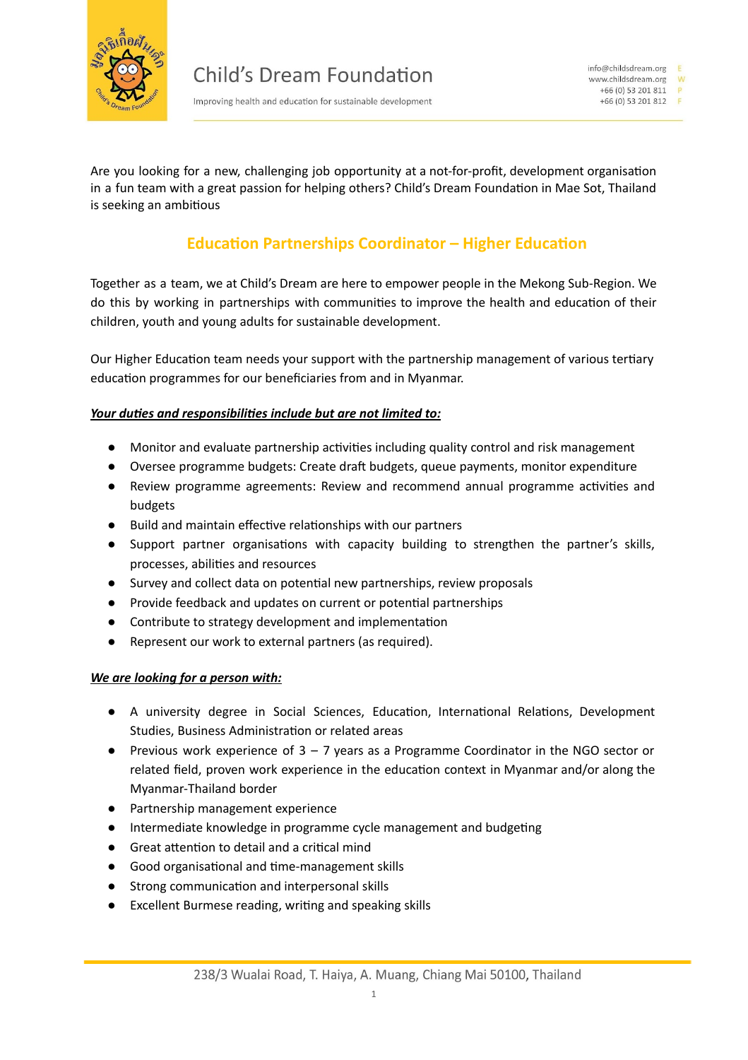Child's Dream Foundation

Improving health and education for sustainable development

info@childsdream.org E
www.childsdream.org W
+66 (0) 53 201 811 P
+66 (0) 53 201 812 F

Are you looking for a new, challenging job opportunity at a not-for-profit, development organisation in a fun team with a great passion for helping others? Child's Dream Foundation in Mae Sot, Thailand is seeking an ambitious

## Education Partnerships Coordinator – Higher Education

Together as a team, we at Child's Dream are here to empower people in the Mekong Sub-Region. We do this by working in partnerships with communities to improve the health and education of their children, youth and young adults for sustainable development.

Our Higher Education team needs your support with the partnership management of various tertiary education programmes for our beneficiaries from and in Myanmar.

***Your duties and responsibilities include but are not limited to:***

- Monitor and evaluate partnership activities including quality control and risk management
- Oversee programme budgets: Create draft budgets, queue payments, monitor expenditure
- Review programme agreements: Review and recommend annual programme activities and budgets
- Build and maintain effective relationships with our partners
- Support partner organisations with capacity building to strengthen the partner's skills, processes, abilities and resources
- Survey and collect data on potential new partnerships, review proposals
- Provide feedback and updates on current or potential partnerships
- Contribute to strategy development and implementation
- Represent our work to external partners (as required).

***We are looking for a person with:***

- A university degree in Social Sciences, Education, International Relations, Development Studies, Business Administration or related areas
- Previous work experience of 3 – 7 years as a Programme Coordinator in the NGO sector or related field, proven work experience in the education context in Myanmar and/or along the Myanmar-Thailand border
- Partnership management experience
- Intermediate knowledge in programme cycle management and budgeting
- Great attention to detail and a critical mind
- Good organisational and time-management skills
- Strong communication and interpersonal skills
- Excellent Burmese reading, writing and speaking skills

238/3 Wualai Road, T. Haiya, A. Muang, Chiang Mai 50100, Thailand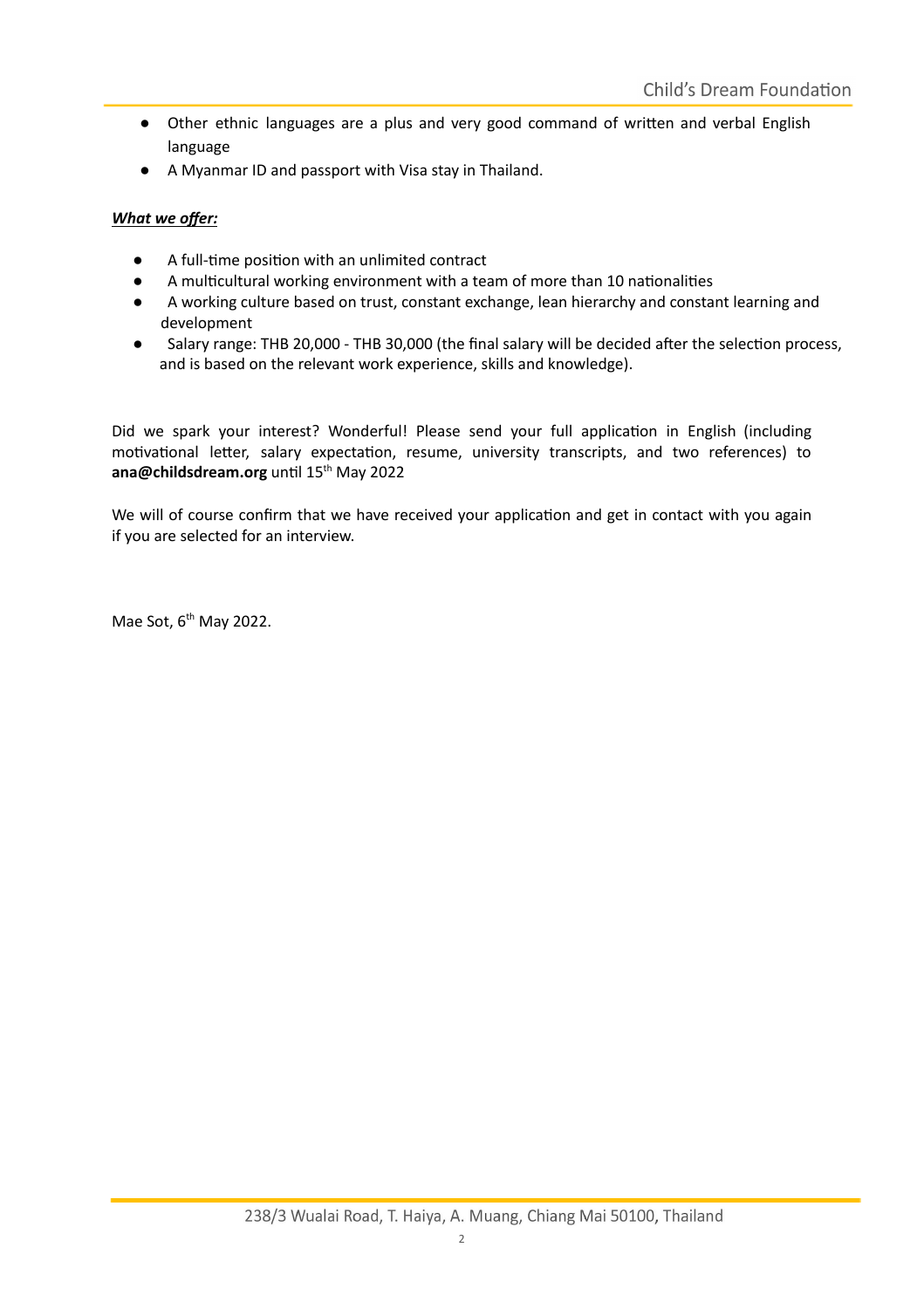- Other ethnic languages are a plus and very good command of written and verbal English language
- A Myanmar ID and passport with Visa stay in Thailand.

***<u>What we offer:</u>***

- A full-time position with an unlimited contract
- A multicultural working environment with a team of more than 10 nationalities
- A working culture based on trust, constant exchange, lean hierarchy and constant learning and development
- Salary range: THB 20,000 - THB 30,000 (the final salary will be decided after the selection process, and is based on the relevant work experience, skills and knowledge).

Did we spark your interest? Wonderful! Please send your full application in English (including motivational letter, salary expectation, resume, university transcripts, and two references) to **ana@childsdream.org** until 15th May 2022

We will of course confirm that we have received your application and get in contact with you again if you are selected for an interview.

Mae Sot, 6th May 2022.